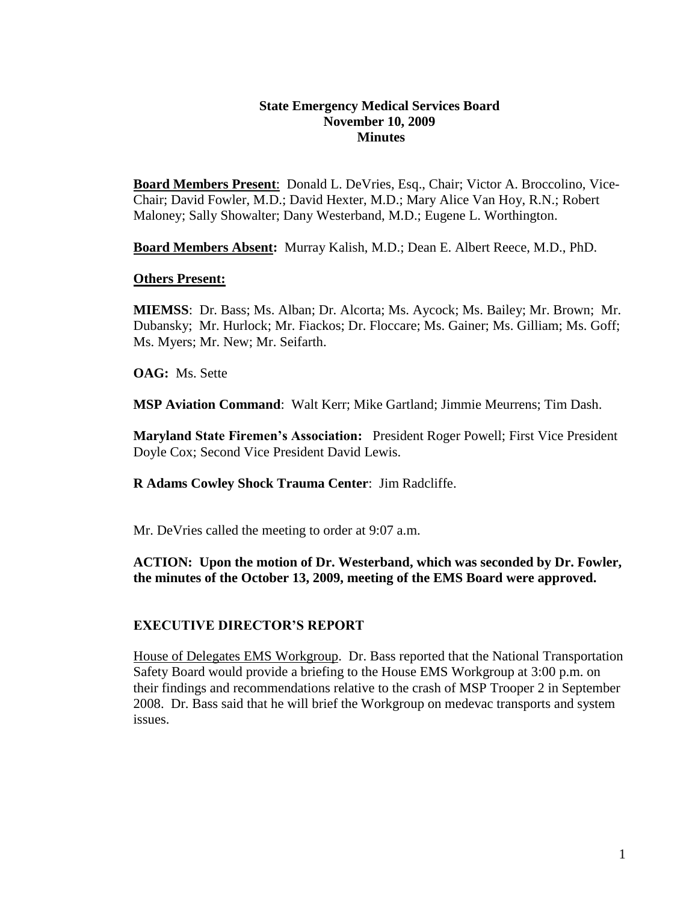**State Emergency Medical Services Board**
**November 10, 2009**
**Minutes**

**Board Members Present**: Donald L. DeVries, Esq., Chair; Victor A. Broccolino, Vice-Chair; David Fowler, M.D.; David Hexter, M.D.; Mary Alice Van Hoy, R.N.; Robert Maloney; Sally Showalter; Dany Westerband, M.D.; Eugene L. Worthington.

**Board Members Absent:** Murray Kalish, M.D.; Dean E. Albert Reece, M.D., PhD.

**Others Present:**

**MIEMSS**: Dr. Bass; Ms. Alban; Dr. Alcorta; Ms. Aycock; Ms. Bailey; Mr. Brown; Mr. Dubansky; Mr. Hurlock; Mr. Fiackos; Dr. Floccare; Ms. Gainer; Ms. Gilliam; Ms. Goff; Ms. Myers; Mr. New; Mr. Seifarth.

**OAG:** Ms. Sette

**MSP Aviation Command**: Walt Kerr; Mike Gartland; Jimmie Meurrens; Tim Dash.

**Maryland State Firemen's Association:** President Roger Powell; First Vice President Doyle Cox; Second Vice President David Lewis.

**R Adams Cowley Shock Trauma Center**: Jim Radcliffe.

Mr. DeVries called the meeting to order at 9:07 a.m.

**ACTION: Upon the motion of Dr. Westerband, which was seconded by Dr. Fowler, the minutes of the October 13, 2009, meeting of the EMS Board were approved.**

## EXECUTIVE DIRECTOR'S REPORT

House of Delegates EMS Workgroup. Dr. Bass reported that the National Transportation Safety Board would provide a briefing to the House EMS Workgroup at 3:00 p.m. on their findings and recommendations relative to the crash of MSP Trooper 2 in September 2008. Dr. Bass said that he will brief the Workgroup on medevac transports and system issues.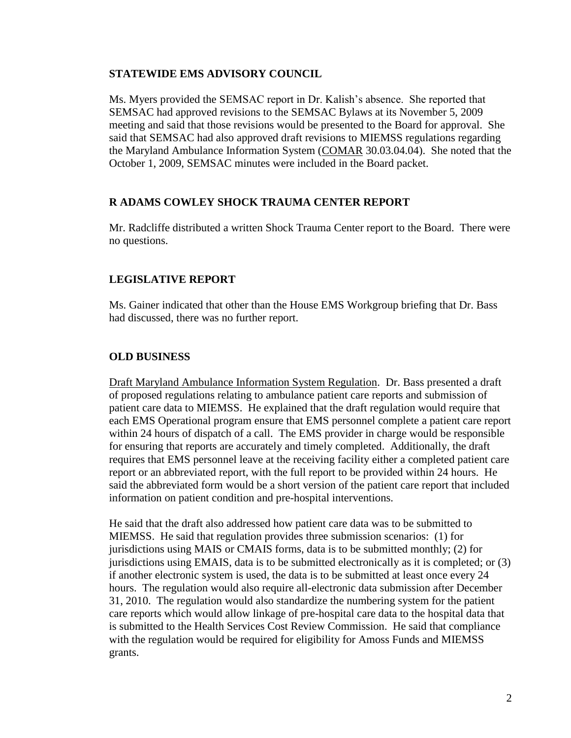## STATEWIDE EMS ADVISORY COUNCIL

Ms. Myers provided the SEMSAC report in Dr. Kalish's absence. She reported that SEMSAC had approved revisions to the SEMSAC Bylaws at its November 5, 2009 meeting and said that those revisions would be presented to the Board for approval. She said that SEMSAC had also approved draft revisions to MIEMSS regulations regarding the Maryland Ambulance Information System (COMAR 30.03.04.04). She noted that the October 1, 2009, SEMSAC minutes were included in the Board packet.

## R ADAMS COWLEY SHOCK TRAUMA CENTER REPORT

Mr. Radcliffe distributed a written Shock Trauma Center report to the Board. There were no questions.

## LEGISLATIVE REPORT

Ms. Gainer indicated that other than the House EMS Workgroup briefing that Dr. Bass had discussed, there was no further report.

## OLD BUSINESS

Draft Maryland Ambulance Information System Regulation. Dr. Bass presented a draft of proposed regulations relating to ambulance patient care reports and submission of patient care data to MIEMSS. He explained that the draft regulation would require that each EMS Operational program ensure that EMS personnel complete a patient care report within 24 hours of dispatch of a call. The EMS provider in charge would be responsible for ensuring that reports are accurately and timely completed. Additionally, the draft requires that EMS personnel leave at the receiving facility either a completed patient care report or an abbreviated report, with the full report to be provided within 24 hours. He said the abbreviated form would be a short version of the patient care report that included information on patient condition and pre-hospital interventions.

He said that the draft also addressed how patient care data was to be submitted to MIEMSS. He said that regulation provides three submission scenarios: (1) for jurisdictions using MAIS or CMAIS forms, data is to be submitted monthly; (2) for jurisdictions using EMAIS, data is to be submitted electronically as it is completed; or (3) if another electronic system is used, the data is to be submitted at least once every 24 hours. The regulation would also require all-electronic data submission after December 31, 2010. The regulation would also standardize the numbering system for the patient care reports which would allow linkage of pre-hospital care data to the hospital data that is submitted to the Health Services Cost Review Commission. He said that compliance with the regulation would be required for eligibility for Amoss Funds and MIEMSS grants.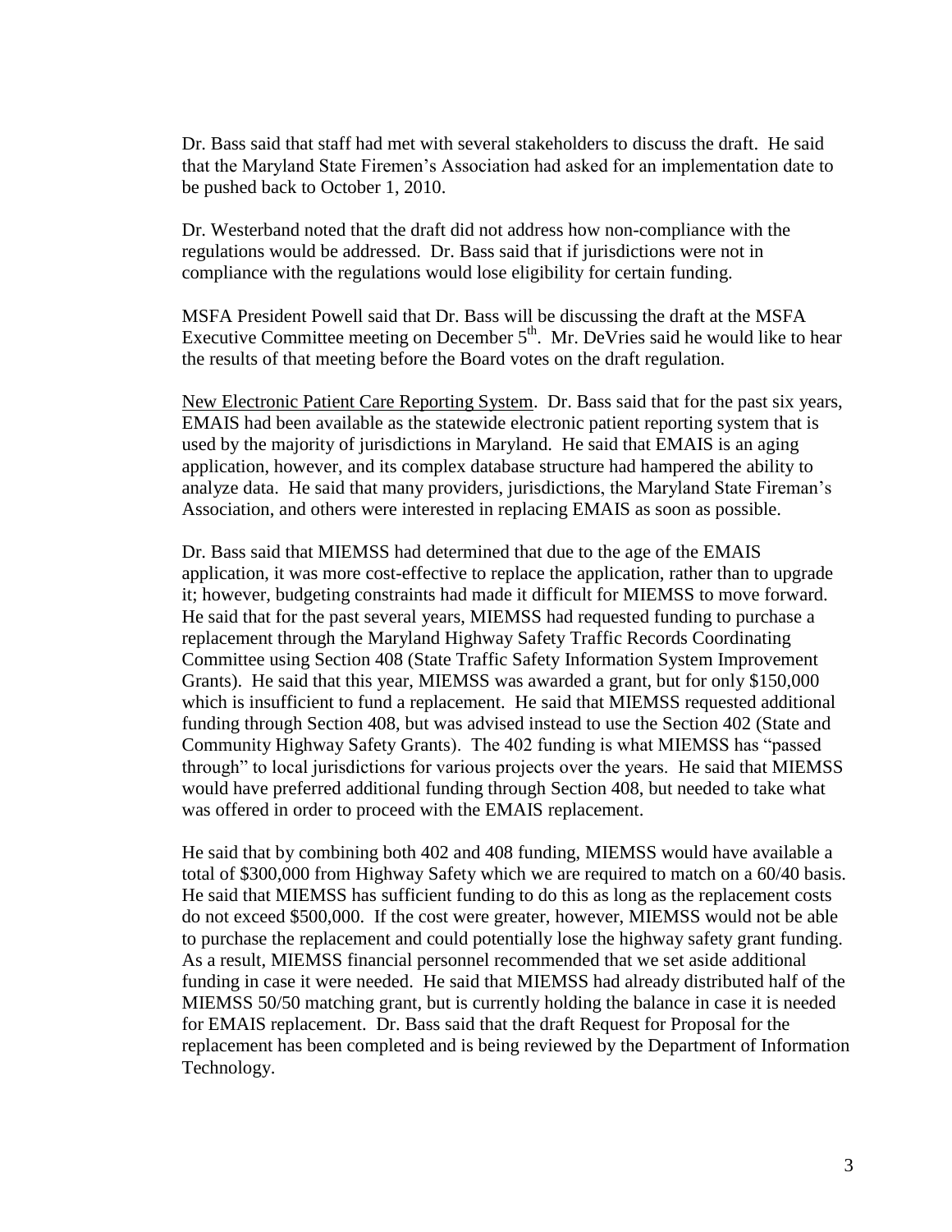Dr. Bass said that staff had met with several stakeholders to discuss the draft. He said that the Maryland State Firemen's Association had asked for an implementation date to be pushed back to October 1, 2010.

Dr. Westerband noted that the draft did not address how non-compliance with the regulations would be addressed. Dr. Bass said that if jurisdictions were not in compliance with the regulations would lose eligibility for certain funding.

MSFA President Powell said that Dr. Bass will be discussing the draft at the MSFA Executive Committee meeting on December 5th. Mr. DeVries said he would like to hear the results of that meeting before the Board votes on the draft regulation.

New Electronic Patient Care Reporting System. Dr. Bass said that for the past six years, EMAIS had been available as the statewide electronic patient reporting system that is used by the majority of jurisdictions in Maryland. He said that EMAIS is an aging application, however, and its complex database structure had hampered the ability to analyze data. He said that many providers, jurisdictions, the Maryland State Fireman's Association, and others were interested in replacing EMAIS as soon as possible.

Dr. Bass said that MIEMSS had determined that due to the age of the EMAIS application, it was more cost-effective to replace the application, rather than to upgrade it; however, budgeting constraints had made it difficult for MIEMSS to move forward. He said that for the past several years, MIEMSS had requested funding to purchase a replacement through the Maryland Highway Safety Traffic Records Coordinating Committee using Section 408 (State Traffic Safety Information System Improvement Grants). He said that this year, MIEMSS was awarded a grant, but for only $150,000 which is insufficient to fund a replacement. He said that MIEMSS requested additional funding through Section 408, but was advised instead to use the Section 402 (State and Community Highway Safety Grants). The 402 funding is what MIEMSS has "passed through" to local jurisdictions for various projects over the years. He said that MIEMSS would have preferred additional funding through Section 408, but needed to take what was offered in order to proceed with the EMAIS replacement.

He said that by combining both 402 and 408 funding, MIEMSS would have available a total of $300,000 from Highway Safety which we are required to match on a 60/40 basis. He said that MIEMSS has sufficient funding to do this as long as the replacement costs do not exceed $500,000. If the cost were greater, however, MIEMSS would not be able to purchase the replacement and could potentially lose the highway safety grant funding. As a result, MIEMSS financial personnel recommended that we set aside additional funding in case it were needed. He said that MIEMSS had already distributed half of the MIEMSS 50/50 matching grant, but is currently holding the balance in case it is needed for EMAIS replacement. Dr. Bass said that the draft Request for Proposal for the replacement has been completed and is being reviewed by the Department of Information Technology.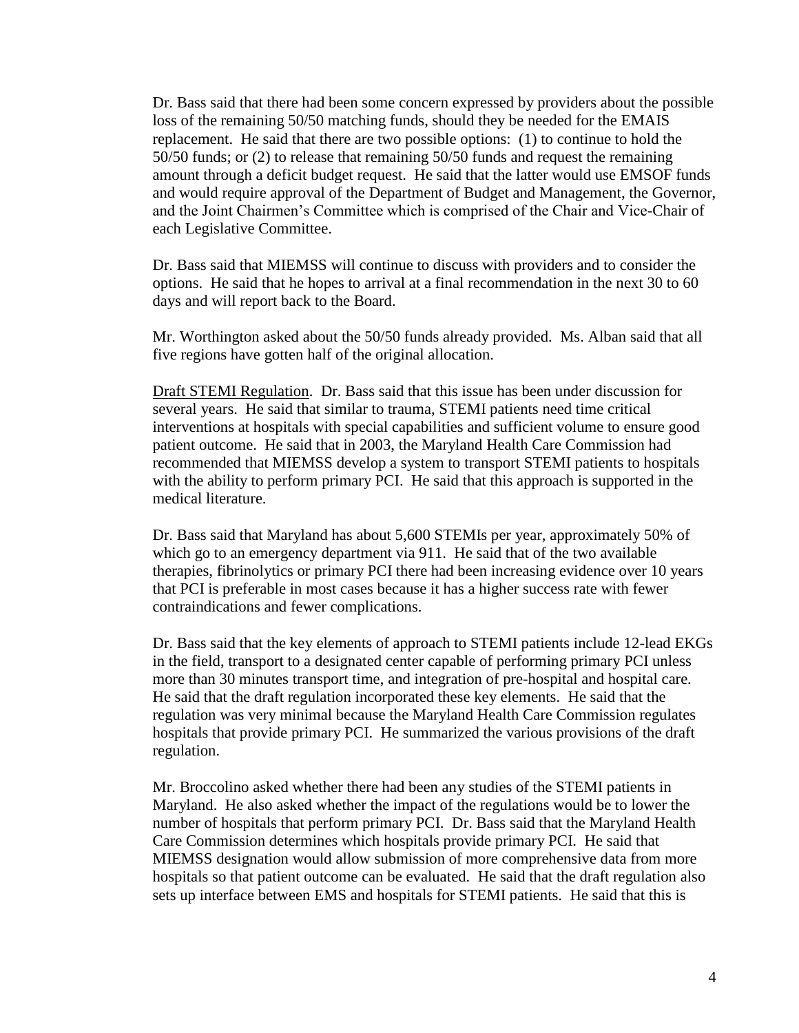Dr. Bass said that there had been some concern expressed by providers about the possible loss of the remaining 50/50 matching funds, should they be needed for the EMAIS replacement. He said that there are two possible options: (1) to continue to hold the 50/50 funds; or (2) to release that remaining 50/50 funds and request the remaining amount through a deficit budget request. He said that the latter would use EMSOF funds and would require approval of the Department of Budget and Management, the Governor, and the Joint Chairmen's Committee which is comprised of the Chair and Vice-Chair of each Legislative Committee.

Dr. Bass said that MIEMSS will continue to discuss with providers and to consider the options. He said that he hopes to arrival at a final recommendation in the next 30 to 60 days and will report back to the Board.

Mr. Worthington asked about the 50/50 funds already provided. Ms. Alban said that all five regions have gotten half of the original allocation.

<u>Draft STEMI Regulation</u>. Dr. Bass said that this issue has been under discussion for several years. He said that similar to trauma, STEMI patients need time critical interventions at hospitals with special capabilities and sufficient volume to ensure good patient outcome. He said that in 2003, the Maryland Health Care Commission had recommended that MIEMSS develop a system to transport STEMI patients to hospitals with the ability to perform primary PCI. He said that this approach is supported in the medical literature.

Dr. Bass said that Maryland has about 5,600 STEMIs per year, approximately 50% of which go to an emergency department via 911. He said that of the two available therapies, fibrinolytics or primary PCI there had been increasing evidence over 10 years that PCI is preferable in most cases because it has a higher success rate with fewer contraindications and fewer complications.

Dr. Bass said that the key elements of approach to STEMI patients include 12-lead EKGs in the field, transport to a designated center capable of performing primary PCI unless more than 30 minutes transport time, and integration of pre-hospital and hospital care. He said that the draft regulation incorporated these key elements. He said that the regulation was very minimal because the Maryland Health Care Commission regulates hospitals that provide primary PCI. He summarized the various provisions of the draft regulation.

Mr. Broccolino asked whether there had been any studies of the STEMI patients in Maryland. He also asked whether the impact of the regulations would be to lower the number of hospitals that perform primary PCI. Dr. Bass said that the Maryland Health Care Commission determines which hospitals provide primary PCI. He said that MIEMSS designation would allow submission of more comprehensive data from more hospitals so that patient outcome can be evaluated. He said that the draft regulation also sets up interface between EMS and hospitals for STEMI patients. He said that this is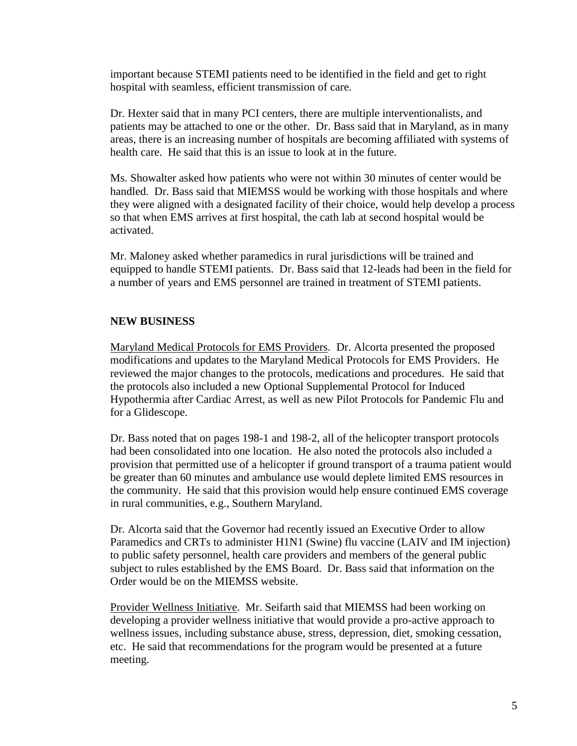important because STEMI patients need to be identified in the field and get to right hospital with seamless, efficient transmission of care.

Dr. Hexter said that in many PCI centers, there are multiple interventionalists, and patients may be attached to one or the other. Dr. Bass said that in Maryland, as in many areas, there is an increasing number of hospitals are becoming affiliated with systems of health care. He said that this is an issue to look at in the future.

Ms. Showalter asked how patients who were not within 30 minutes of center would be handled. Dr. Bass said that MIEMSS would be working with those hospitals and where they were aligned with a designated facility of their choice, would help develop a process so that when EMS arrives at first hospital, the cath lab at second hospital would be activated.

Mr. Maloney asked whether paramedics in rural jurisdictions will be trained and equipped to handle STEMI patients. Dr. Bass said that 12-leads had been in the field for a number of years and EMS personnel are trained in treatment of STEMI patients.

**NEW BUSINESS**

Maryland Medical Protocols for EMS Providers. Dr. Alcorta presented the proposed modifications and updates to the Maryland Medical Protocols for EMS Providers. He reviewed the major changes to the protocols, medications and procedures. He said that the protocols also included a new Optional Supplemental Protocol for Induced Hypothermia after Cardiac Arrest, as well as new Pilot Protocols for Pandemic Flu and for a Glidescope.

Dr. Bass noted that on pages 198-1 and 198-2, all of the helicopter transport protocols had been consolidated into one location. He also noted the protocols also included a provision that permitted use of a helicopter if ground transport of a trauma patient would be greater than 60 minutes and ambulance use would deplete limited EMS resources in the community. He said that this provision would help ensure continued EMS coverage in rural communities, e.g., Southern Maryland.

Dr. Alcorta said that the Governor had recently issued an Executive Order to allow Paramedics and CRTs to administer H1N1 (Swine) flu vaccine (LAIV and IM injection) to public safety personnel, health care providers and members of the general public subject to rules established by the EMS Board. Dr. Bass said that information on the Order would be on the MIEMSS website.

Provider Wellness Initiative. Mr. Seifarth said that MIEMSS had been working on developing a provider wellness initiative that would provide a pro-active approach to wellness issues, including substance abuse, stress, depression, diet, smoking cessation, etc. He said that recommendations for the program would be presented at a future meeting.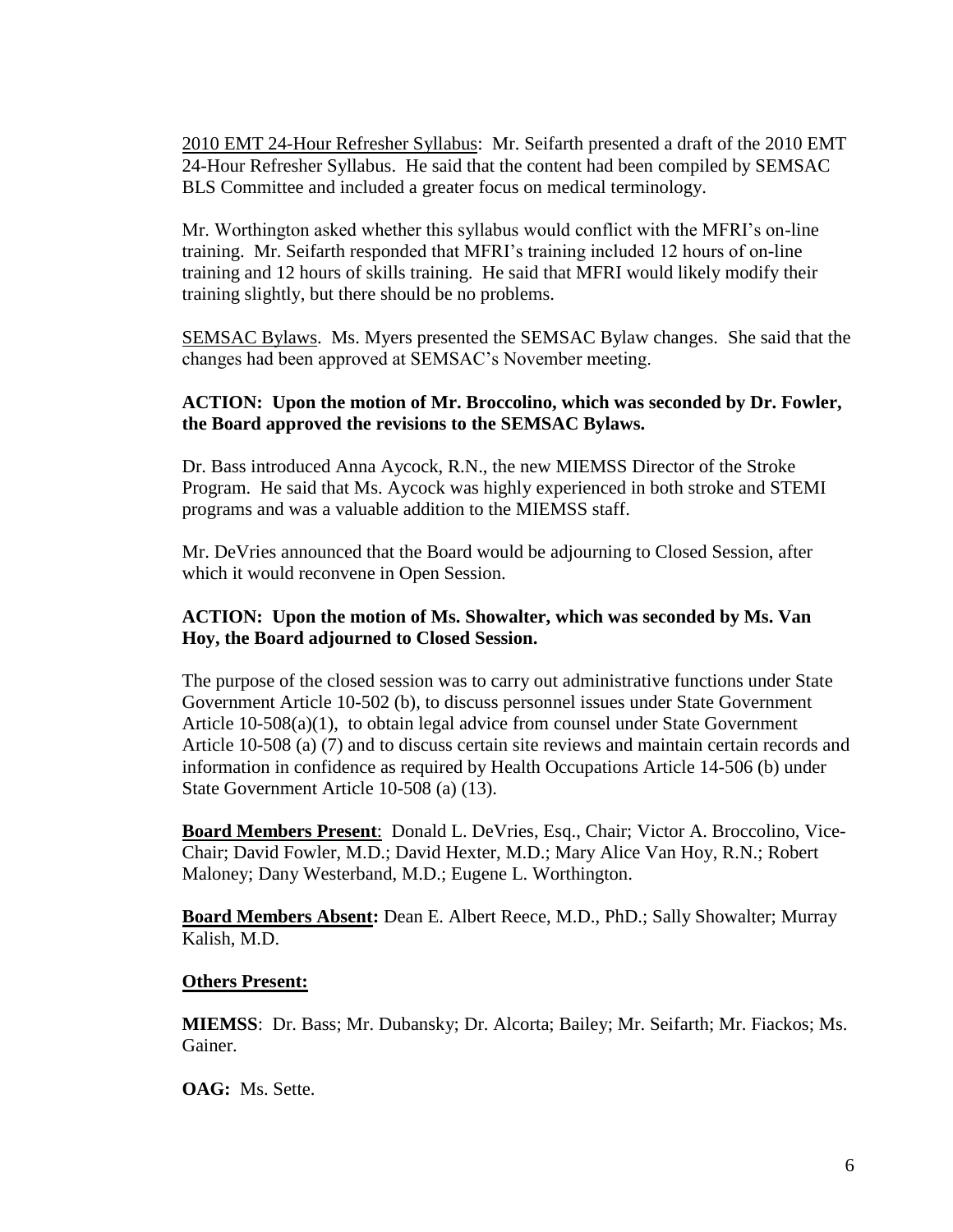2010 EMT 24-Hour Refresher Syllabus: Mr. Seifarth presented a draft of the 2010 EMT 24-Hour Refresher Syllabus. He said that the content had been compiled by SEMSAC BLS Committee and included a greater focus on medical terminology.

Mr. Worthington asked whether this syllabus would conflict with the MFRI's on-line training. Mr. Seifarth responded that MFRI's training included 12 hours of on-line training and 12 hours of skills training. He said that MFRI would likely modify their training slightly, but there should be no problems.

SEMSAC Bylaws. Ms. Myers presented the SEMSAC Bylaw changes. She said that the changes had been approved at SEMSAC's November meeting.

**ACTION: Upon the motion of Mr. Broccolino, which was seconded by Dr. Fowler, the Board approved the revisions to the SEMSAC Bylaws.**

Dr. Bass introduced Anna Aycock, R.N., the new MIEMSS Director of the Stroke Program. He said that Ms. Aycock was highly experienced in both stroke and STEMI programs and was a valuable addition to the MIEMSS staff.

Mr. DeVries announced that the Board would be adjourning to Closed Session, after which it would reconvene in Open Session.

**ACTION: Upon the motion of Ms. Showalter, which was seconded by Ms. Van Hoy, the Board adjourned to Closed Session.**

The purpose of the closed session was to carry out administrative functions under State Government Article 10-502 (b), to discuss personnel issues under State Government Article 10-508(a)(1), to obtain legal advice from counsel under State Government Article 10-508 (a) (7) and to discuss certain site reviews and maintain certain records and information in confidence as required by Health Occupations Article 14-506 (b) under State Government Article 10-508 (a) (13).

**Board Members Present**: Donald L. DeVries, Esq., Chair; Victor A. Broccolino, Vice-Chair; David Fowler, M.D.; David Hexter, M.D.; Mary Alice Van Hoy, R.N.; Robert Maloney; Dany Westerband, M.D.; Eugene L. Worthington.

**Board Members Absent:** Dean E. Albert Reece, M.D., PhD.; Sally Showalter; Murray Kalish, M.D.

**Others Present:**

**MIEMSS**: Dr. Bass; Mr. Dubansky; Dr. Alcorta; Bailey; Mr. Seifarth; Mr. Fiackos; Ms. Gainer.

**OAG:** Ms. Sette.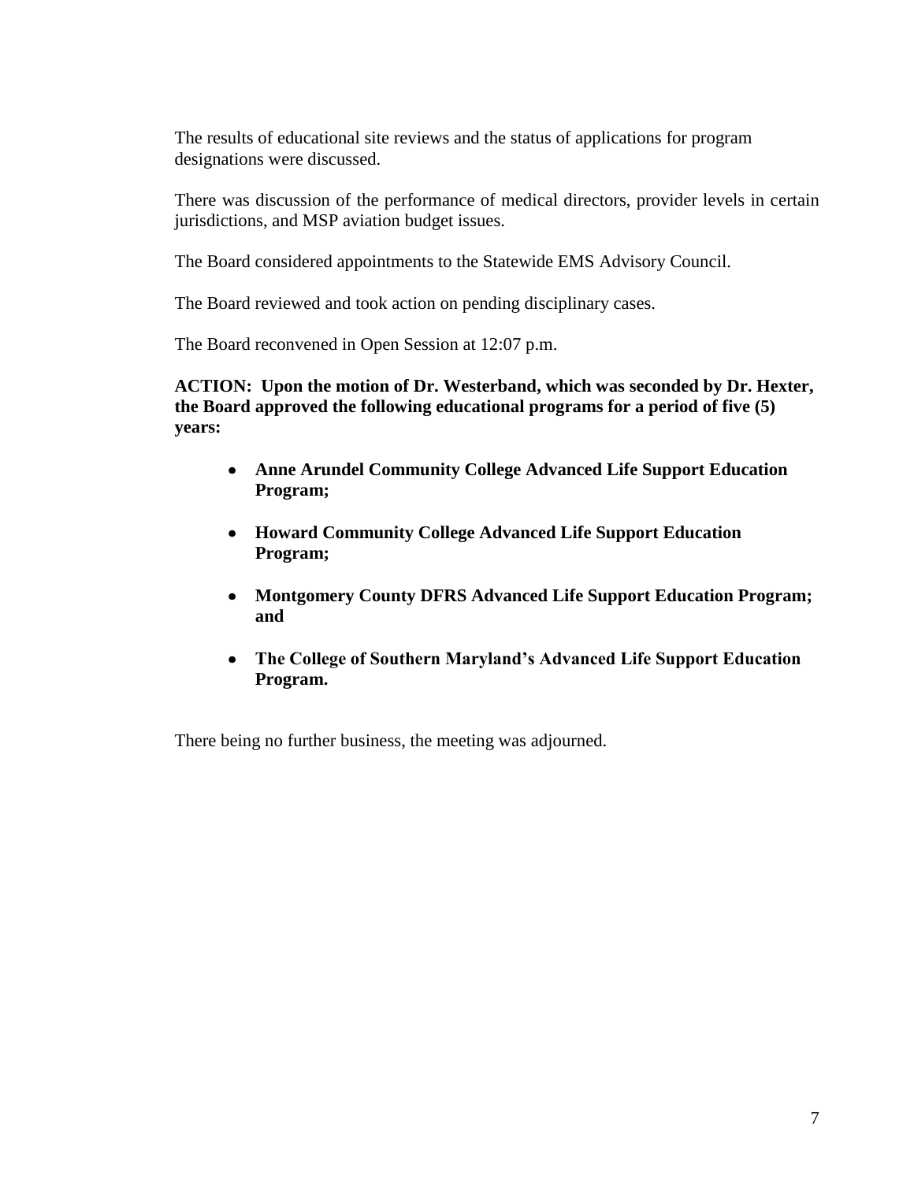The results of educational site reviews and the status of applications for program designations were discussed.

There was discussion of the performance of medical directors, provider levels in certain jurisdictions, and MSP aviation budget issues.

The Board considered appointments to the Statewide EMS Advisory Council.

The Board reviewed and took action on pending disciplinary cases.

The Board reconvened in Open Session at 12:07 p.m.

**ACTION: Upon the motion of Dr. Westerband, which was seconded by Dr. Hexter, the Board approved the following educational programs for a period of five (5) years:**

- **Anne Arundel Community College Advanced Life Support Education Program;**
- **Howard Community College Advanced Life Support Education Program;**
- **Montgomery County DFRS Advanced Life Support Education Program; and**
- **The College of Southern Maryland's Advanced Life Support Education Program.**

There being no further business, the meeting was adjourned.